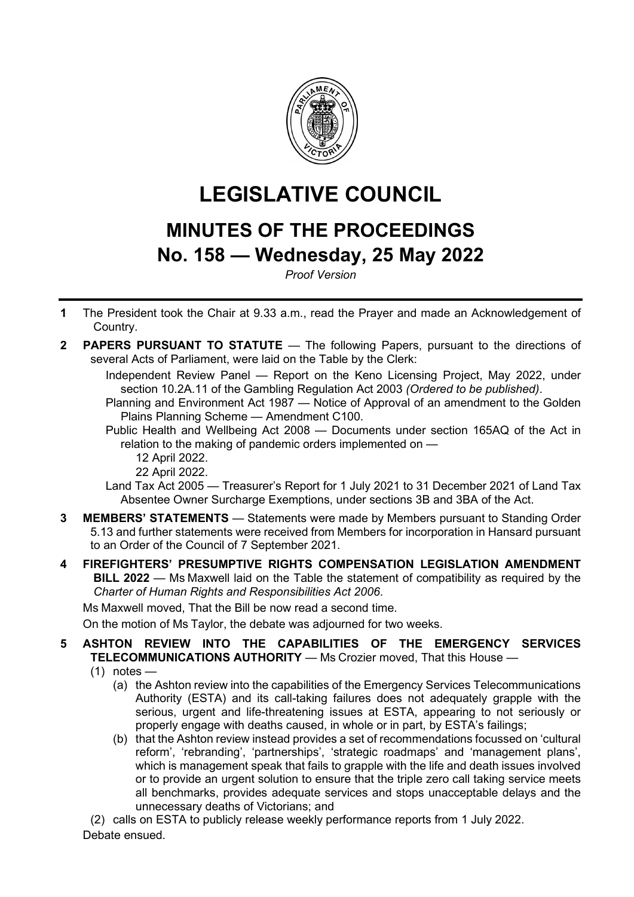# LEGISLATIVE COUNCIL

## MINUTES OF THE PROCEEDINGS

## No. 158 — Wednesday, 25 May 2022

*Proof Version*

---

**1** The President took the Chair at 9.33 a.m., read the Prayer and made an Acknowledgement of Country.

**2** **PAPERS PURSUANT TO STATUTE** — The following Papers, pursuant to the directions of several Acts of Parliament, were laid on the Table by the Clerk:

Independent Review Panel — Report on the Keno Licensing Project, May 2022, under section 10.2A.11 of the Gambling Regulation Act 2003 *(Ordered to be published)*.

Planning and Environment Act 1987 — Notice of Approval of an amendment to the Golden Plains Planning Scheme — Amendment C100.

Public Health and Wellbeing Act 2008 — Documents under section 165AQ of the Act in relation to the making of pandemic orders implemented on —

12 April 2022.

22 April 2022.

Land Tax Act 2005 — Treasurer's Report for 1 July 2021 to 31 December 2021 of Land Tax Absentee Owner Surcharge Exemptions, under sections 3B and 3BA of the Act.

**3** **MEMBERS' STATEMENTS** — Statements were made by Members pursuant to Standing Order 5.13 and further statements were received from Members for incorporation in Hansard pursuant to an Order of the Council of 7 September 2021.

**4** **FIREFIGHTERS' PRESUMPTIVE RIGHTS COMPENSATION LEGISLATION AMENDMENT BILL 2022** — Ms Maxwell laid on the Table the statement of compatibility as required by the *Charter of Human Rights and Responsibilities Act 2006*.

Ms Maxwell moved, That the Bill be now read a second time.

On the motion of Ms Taylor, the debate was adjourned for two weeks.

**5** **ASHTON REVIEW INTO THE CAPABILITIES OF THE EMERGENCY SERVICES TELECOMMUNICATIONS AUTHORITY** — Ms Crozier moved, That this House —

(1) notes —

(a) the Ashton review into the capabilities of the Emergency Services Telecommunications Authority (ESTA) and its call-taking failures does not adequately grapple with the serious, urgent and life-threatening issues at ESTA, appearing to not seriously or properly engage with deaths caused, in whole or in part, by ESTA's failings;

(b) that the Ashton review instead provides a set of recommendations focussed on 'cultural reform', 'rebranding', 'partnerships', 'strategic roadmaps' and 'management plans', which is management speak that fails to grapple with the life and death issues involved or to provide an urgent solution to ensure that the triple zero call taking service meets all benchmarks, provides adequate services and stops unacceptable delays and the unnecessary deaths of Victorians; and

(2) calls on ESTA to publicly release weekly performance reports from 1 July 2022.

Debate ensued.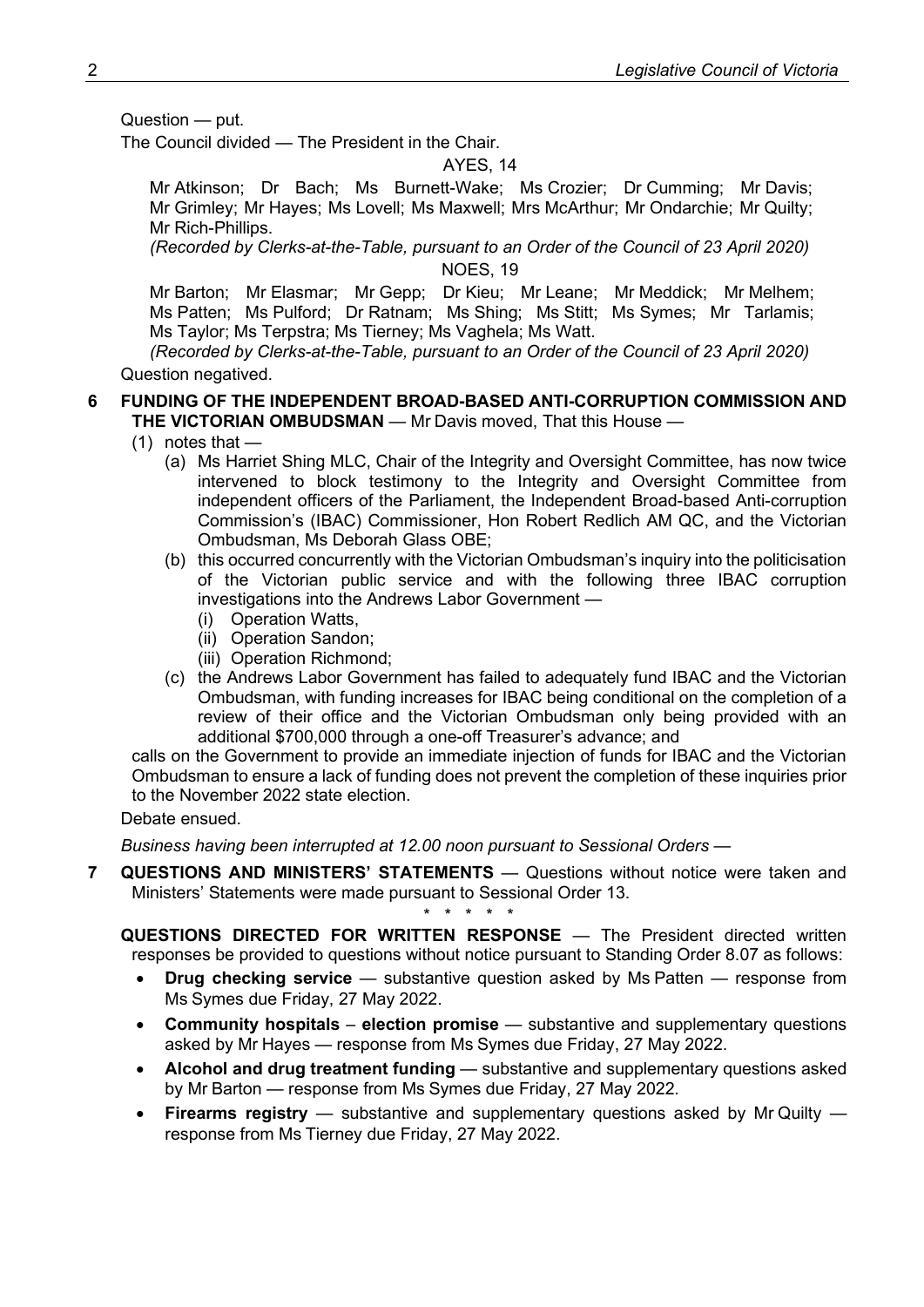Question — put.

The Council divided — The President in the Chair.

AYES, 14

Mr Atkinson; Dr Bach; Ms Burnett-Wake; Ms Crozier; Dr Cumming; Mr Davis; Mr Grimley; Mr Hayes; Ms Lovell; Ms Maxwell; Mrs McArthur; Mr Ondarchie; Mr Quilty; Mr Rich-Phillips.

*(Recorded by Clerks-at-the-Table, pursuant to an Order of the Council of 23 April 2020)*

NOES, 19

Mr Barton; Mr Elasmar; Mr Gepp; Dr Kieu; Mr Leane; Mr Meddick; Mr Melhem; Ms Patten; Ms Pulford; Dr Ratnam; Ms Shing; Ms Stitt; Ms Symes; Mr Tarlamis; Ms Taylor; Ms Terpstra; Ms Tierney; Ms Vaghela; Ms Watt.

*(Recorded by Clerks-at-the-Table, pursuant to an Order of the Council of 23 April 2020)*

Question negatived.

**6 FUNDING OF THE INDEPENDENT BROAD-BASED ANTI-CORRUPTION COMMISSION AND THE VICTORIAN OMBUDSMAN** — Mr Davis moved, That this House —

(1) notes that —

(a) Ms Harriet Shing MLC, Chair of the Integrity and Oversight Committee, has now twice intervened to block testimony to the Integrity and Oversight Committee from independent officers of the Parliament, the Independent Broad-based Anti-corruption Commission's (IBAC) Commissioner, Hon Robert Redlich AM QC, and the Victorian Ombudsman, Ms Deborah Glass OBE;

(b) this occurred concurrently with the Victorian Ombudsman's inquiry into the politicisation of the Victorian public service and with the following three IBAC corruption investigations into the Andrews Labor Government —

(i) Operation Watts,

(ii) Operation Sandon;

(iii) Operation Richmond;

(c) the Andrews Labor Government has failed to adequately fund IBAC and the Victorian Ombudsman, with funding increases for IBAC being conditional on the completion of a review of their office and the Victorian Ombudsman only being provided with an additional $700,000 through a one-off Treasurer's advance; and

calls on the Government to provide an immediate injection of funds for IBAC and the Victorian Ombudsman to ensure a lack of funding does not prevent the completion of these inquiries prior to the November 2022 state election.

Debate ensued.

*Business having been interrupted at 12.00 noon pursuant to Sessional Orders —*

**7 QUESTIONS AND MINISTERS' STATEMENTS** — Questions without notice were taken and Ministers' Statements were made pursuant to Sessional Order 13.

\* \* \* \* \*

**QUESTIONS DIRECTED FOR WRITTEN RESPONSE** — The President directed written responses be provided to questions without notice pursuant to Standing Order 8.07 as follows:

- **Drug checking service** — substantive question asked by Ms Patten — response from Ms Symes due Friday, 27 May 2022.
- **Community hospitals** – **election promise** — substantive and supplementary questions asked by Mr Hayes — response from Ms Symes due Friday, 27 May 2022.
- **Alcohol and drug treatment funding** — substantive and supplementary questions asked by Mr Barton — response from Ms Symes due Friday, 27 May 2022.
- **Firearms registry** — substantive and supplementary questions asked by Mr Quilty — response from Ms Tierney due Friday, 27 May 2022.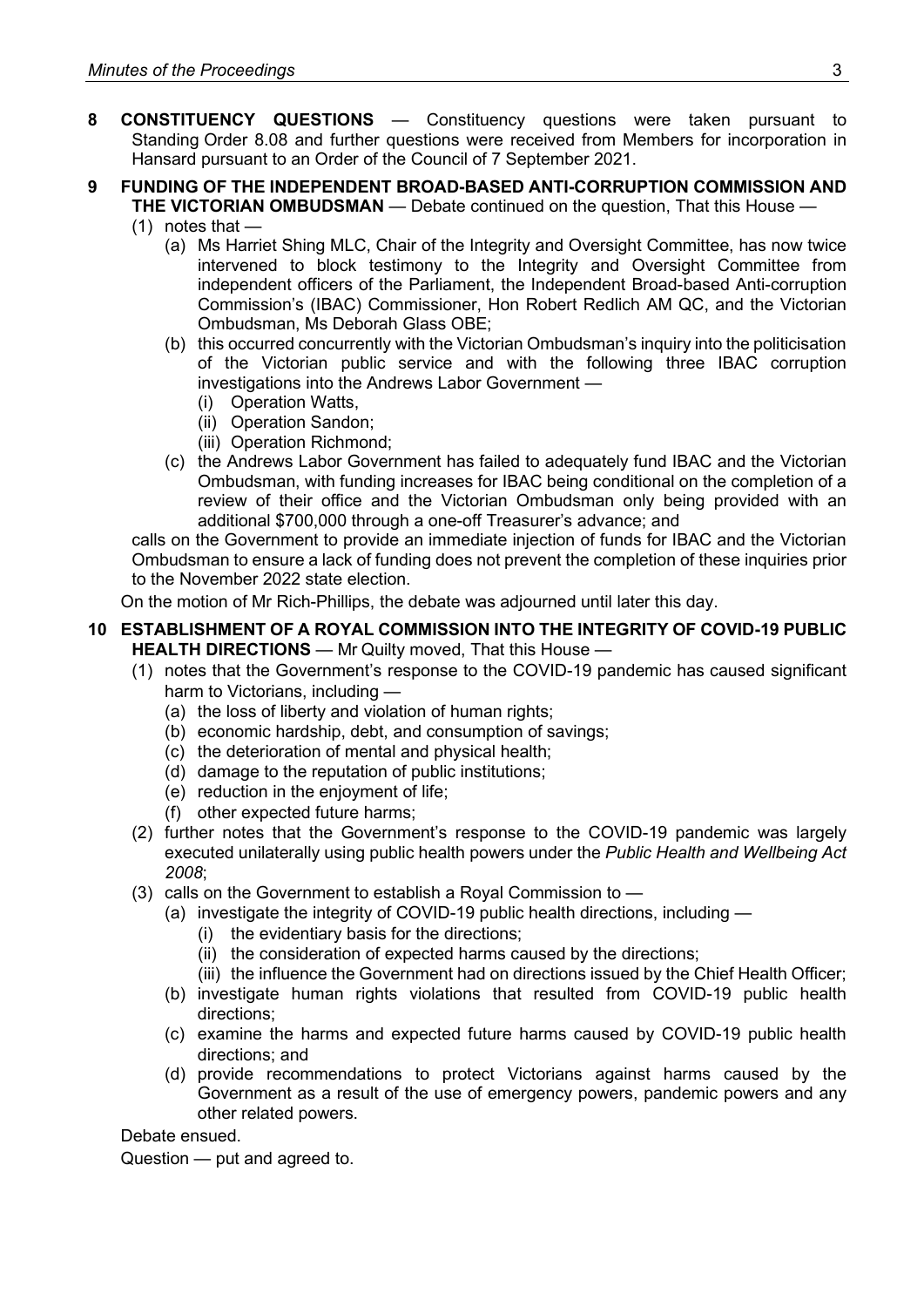**8 CONSTITUENCY QUESTIONS** — Constituency questions were taken pursuant to Standing Order 8.08 and further questions were received from Members for incorporation in Hansard pursuant to an Order of the Council of 7 September 2021.

**9 FUNDING OF THE INDEPENDENT BROAD-BASED ANTI-CORRUPTION COMMISSION AND THE VICTORIAN OMBUDSMAN** — Debate continued on the question, That this House —

(1) notes that —

(a) Ms Harriet Shing MLC, Chair of the Integrity and Oversight Committee, has now twice intervened to block testimony to the Integrity and Oversight Committee from independent officers of the Parliament, the Independent Broad-based Anti-corruption Commission's (IBAC) Commissioner, Hon Robert Redlich AM QC, and the Victorian Ombudsman, Ms Deborah Glass OBE;

(b) this occurred concurrently with the Victorian Ombudsman's inquiry into the politicisation of the Victorian public service and with the following three IBAC corruption investigations into the Andrews Labor Government —

(i) Operation Watts,

(ii) Operation Sandon;

(iii) Operation Richmond;

(c) the Andrews Labor Government has failed to adequately fund IBAC and the Victorian Ombudsman, with funding increases for IBAC being conditional on the completion of a review of their office and the Victorian Ombudsman only being provided with an additional $700,000 through a one-off Treasurer's advance; and

calls on the Government to provide an immediate injection of funds for IBAC and the Victorian Ombudsman to ensure a lack of funding does not prevent the completion of these inquiries prior to the November 2022 state election.

On the motion of Mr Rich-Phillips, the debate was adjourned until later this day.

**10 ESTABLISHMENT OF A ROYAL COMMISSION INTO THE INTEGRITY OF COVID-19 PUBLIC HEALTH DIRECTIONS** — Mr Quilty moved, That this House —

(1) notes that the Government's response to the COVID-19 pandemic has caused significant harm to Victorians, including —

(a) the loss of liberty and violation of human rights;

(b) economic hardship, debt, and consumption of savings;

(c) the deterioration of mental and physical health;

(d) damage to the reputation of public institutions;

(e) reduction in the enjoyment of life;

(f) other expected future harms;

(2) further notes that the Government's response to the COVID-19 pandemic was largely executed unilaterally using public health powers under the *Public Health and Wellbeing Act 2008*;

(3) calls on the Government to establish a Royal Commission to —

(a) investigate the integrity of COVID-19 public health directions, including —

(i) the evidentiary basis for the directions;

(ii) the consideration of expected harms caused by the directions;

(iii) the influence the Government had on directions issued by the Chief Health Officer;

(b) investigate human rights violations that resulted from COVID-19 public health directions;

(c) examine the harms and expected future harms caused by COVID-19 public health directions; and

(d) provide recommendations to protect Victorians against harms caused by the Government as a result of the use of emergency powers, pandemic powers and any other related powers.

Debate ensued.

Question — put and agreed to.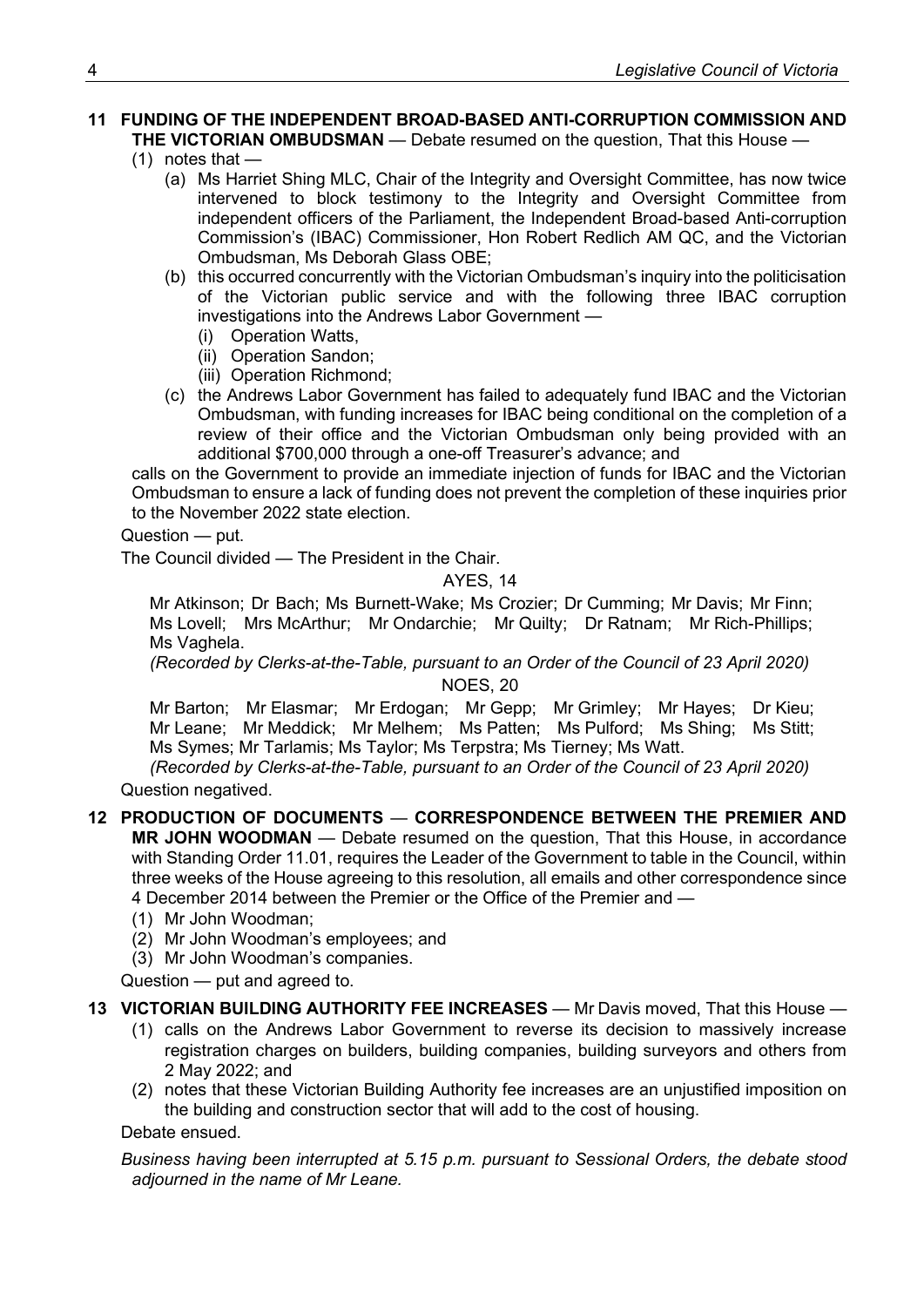**11 FUNDING OF THE INDEPENDENT BROAD-BASED ANTI-CORRUPTION COMMISSION AND THE VICTORIAN OMBUDSMAN** — Debate resumed on the question, That this House —

(1) notes that —

(a) Ms Harriet Shing MLC, Chair of the Integrity and Oversight Committee, has now twice intervened to block testimony to the Integrity and Oversight Committee from independent officers of the Parliament, the Independent Broad-based Anti-corruption Commission's (IBAC) Commissioner, Hon Robert Redlich AM QC, and the Victorian Ombudsman, Ms Deborah Glass OBE;

(b) this occurred concurrently with the Victorian Ombudsman's inquiry into the politicisation of the Victorian public service and with the following three IBAC corruption investigations into the Andrews Labor Government —

(i) Operation Watts,

(ii) Operation Sandon;

(iii) Operation Richmond;

(c) the Andrews Labor Government has failed to adequately fund IBAC and the Victorian Ombudsman, with funding increases for IBAC being conditional on the completion of a review of their office and the Victorian Ombudsman only being provided with an additional \$700,000 through a one-off Treasurer's advance; and

calls on the Government to provide an immediate injection of funds for IBAC and the Victorian Ombudsman to ensure a lack of funding does not prevent the completion of these inquiries prior to the November 2022 state election.

Question — put.

The Council divided — The President in the Chair.

AYES, 14

Mr Atkinson; Dr Bach; Ms Burnett-Wake; Ms Crozier; Dr Cumming; Mr Davis; Mr Finn; Ms Lovell; Mrs McArthur; Mr Ondarchie; Mr Quilty; Dr Ratnam; Mr Rich-Phillips; Ms Vaghela.

*(Recorded by Clerks-at-the-Table, pursuant to an Order of the Council of 23 April 2020)*

NOES, 20

Mr Barton; Mr Elasmar; Mr Erdogan; Mr Gepp; Mr Grimley; Mr Hayes; Dr Kieu; Mr Leane; Mr Meddick; Mr Melhem; Ms Patten; Ms Pulford; Ms Shing; Ms Stitt; Ms Symes; Mr Tarlamis; Ms Taylor; Ms Terpstra; Ms Tierney; Ms Watt.

*(Recorded by Clerks-at-the-Table, pursuant to an Order of the Council of 23 April 2020)*

Question negatived.

**12 PRODUCTION OF DOCUMENTS — CORRESPONDENCE BETWEEN THE PREMIER AND MR JOHN WOODMAN** — Debate resumed on the question, That this House, in accordance with Standing Order 11.01, requires the Leader of the Government to table in the Council, within three weeks of the House agreeing to this resolution, all emails and other correspondence since 4 December 2014 between the Premier or the Office of the Premier and —

(1) Mr John Woodman;

(2) Mr John Woodman's employees; and

(3) Mr John Woodman's companies.

Question — put and agreed to.

**13 VICTORIAN BUILDING AUTHORITY FEE INCREASES** — Mr Davis moved, That this House —

(1) calls on the Andrews Labor Government to reverse its decision to massively increase registration charges on builders, building companies, building surveyors and others from 2 May 2022; and

(2) notes that these Victorian Building Authority fee increases are an unjustified imposition on the building and construction sector that will add to the cost of housing.

Debate ensued.

*Business having been interrupted at 5.15 p.m. pursuant to Sessional Orders, the debate stood adjourned in the name of Mr Leane.*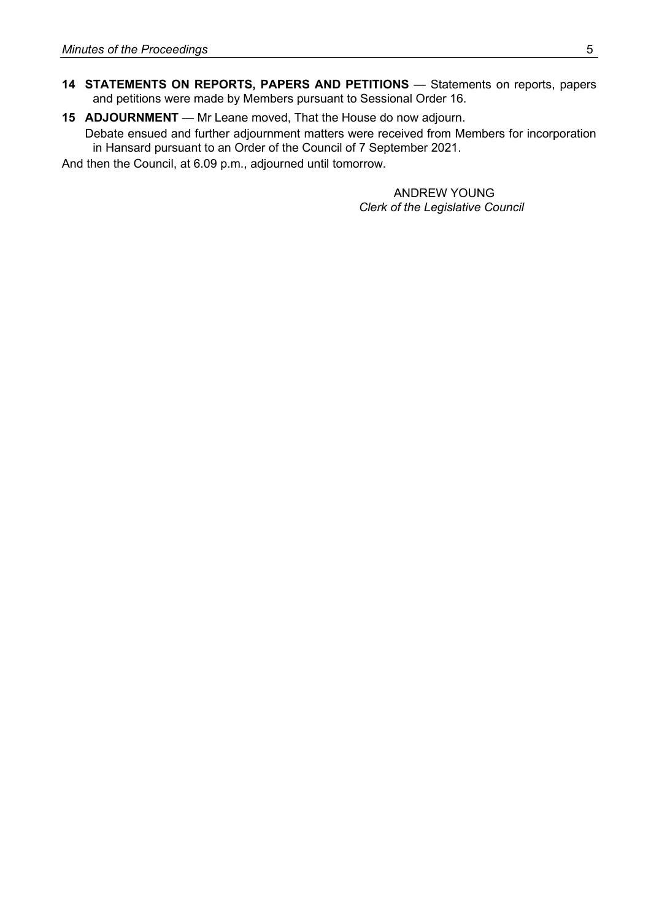**14 STATEMENTS ON REPORTS, PAPERS AND PETITIONS** — Statements on reports, papers and petitions were made by Members pursuant to Sessional Order 16.

**15 ADJOURNMENT** — Mr Leane moved, That the House do now adjourn.

Debate ensued and further adjournment matters were received from Members for incorporation in Hansard pursuant to an Order of the Council of 7 September 2021.

And then the Council, at 6.09 p.m., adjourned until tomorrow.

ANDREW YOUNG
*Clerk of the Legislative Council*